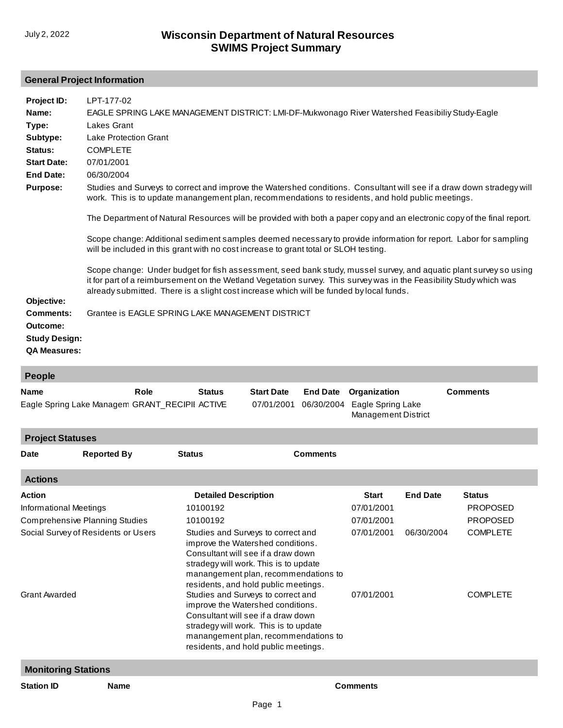July 2, 2022

# Wisconsin Department of Natural Resources
# SWIMS Project Summary

## General Project Information

**Project ID:** LPT-177-02

**Name:** EAGLE SPRING LAKE MANAGEMENT DISTRICT: LMI-DF-Mukwonago River Watershed Feasibiliy Study-Eagle

**Type:** Lakes Grant

**Subtype:** Lake Protection Grant

**Status:** COMPLETE

**Start Date:** 07/01/2001

**End Date:** 06/30/2004

**Purpose:** Studies and Surveys to correct and improve the Watershed conditions. Consultant will see if a draw down stradegy will work. This is to update manangement plan, recommendations to residents, and hold public meetings.

The Department of Natural Resources will be provided with both a paper copy and an electronic copy of the final report.

Scope change: Additional sediment samples deemed necessary to provide information for report. Labor for sampling will be included in this grant with no cost increase to grant total or SLOH testing.

Scope change: Under budget for fish assessment, seed bank study, mussel survey, and aquatic plant survey so using it for part of a reimbursement on the Wetland Vegetation survey. This survey was in the Feasibility Study which was already submitted. There is a slight cost increase which will be funded by local funds.

**Objective:**

**Comments:** Grantee is EAGLE SPRING LAKE MANAGEMENT DISTRICT

**Outcome:**

**Study Design:**

**QA Measures:**

## People

| Name | Role | Status | Start Date | End Date | Organization | Comments |
|---|---|---|---|---|---|---|
| Eagle Spring Lake Managem | GRANT_RECIPII | ACTIVE | 07/01/2001 | 06/30/2004 | Eagle Spring Lake Management District | |

## Project Statuses

| Date | Reported By | Status | Comments |
|---|---|---|---|

## Actions

| Action | Detailed Description | Start | End Date | Status |
|---|---|---|---|---|
| Informational Meetings | 10100192 | 07/01/2001 | | PROPOSED |
| Comprehensive Planning Studies | 10100192 | 07/01/2001 | | PROPOSED |
| Social Survey of Residents or Users | Studies and Surveys to correct and improve the Watershed conditions. Consultant will see if a draw down stradegy will work. This is to update manangement plan, recommendations to residents, and hold public meetings. | 07/01/2001 | 06/30/2004 | COMPLETE |
| Grant Awarded | Studies and Surveys to correct and improve the Watershed conditions. Consultant will see if a draw down stradegy will work. This is to update manangement plan, recommendations to residents, and hold public meetings. | 07/01/2001 | | COMPLETE |

## Monitoring Stations

| Station ID | Name | Comments |
|---|---|---|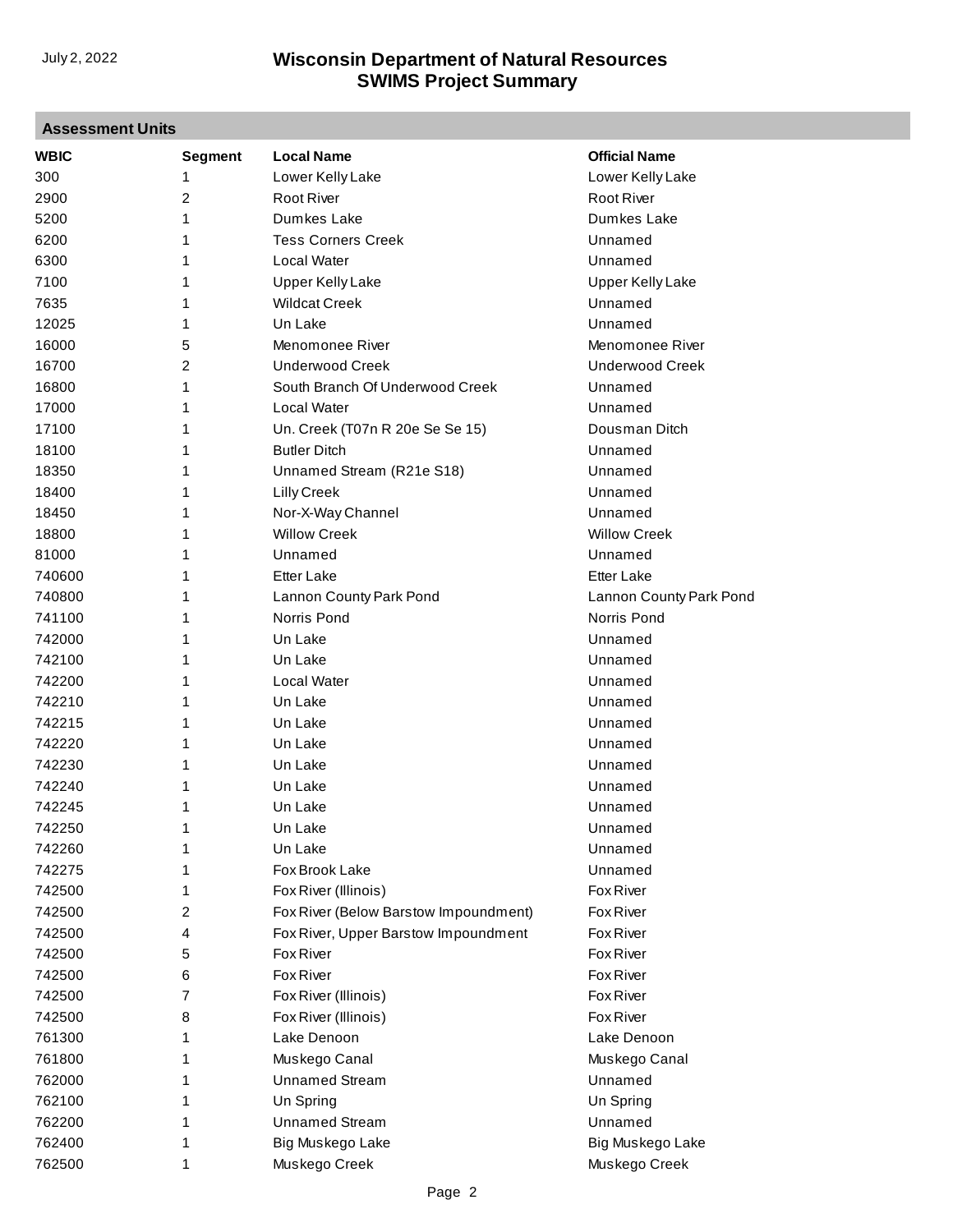## Assessment Units

| WBIC | Segment | Local Name | Official Name |
|---|---|---|---|
| 300 | 1 | Lower Kelly Lake | Lower Kelly Lake |
| 2900 | 2 | Root River | Root River |
| 5200 | 1 | Dumkes Lake | Dumkes Lake |
| 6200 | 1 | Tess Corners Creek | Unnamed |
| 6300 | 1 | Local Water | Unnamed |
| 7100 | 1 | Upper Kelly Lake | Upper Kelly Lake |
| 7635 | 1 | Wildcat Creek | Unnamed |
| 12025 | 1 | Un Lake | Unnamed |
| 16000 | 5 | Menomonee River | Menomonee River |
| 16700 | 2 | Underwood Creek | Underwood Creek |
| 16800 | 1 | South Branch Of Underwood Creek | Unnamed |
| 17000 | 1 | Local Water | Unnamed |
| 17100 | 1 | Un. Creek (T07n R 20e Se Se 15) | Dousman Ditch |
| 18100 | 1 | Butler Ditch | Unnamed |
| 18350 | 1 | Unnamed Stream (R21e S18) | Unnamed |
| 18400 | 1 | Lilly Creek | Unnamed |
| 18450 | 1 | Nor-X-Way Channel | Unnamed |
| 18800 | 1 | Willow Creek | Willow Creek |
| 81000 | 1 | Unnamed | Unnamed |
| 740600 | 1 | Etter Lake | Etter Lake |
| 740800 | 1 | Lannon County Park Pond | Lannon County Park Pond |
| 741100 | 1 | Norris Pond | Norris Pond |
| 742000 | 1 | Un Lake | Unnamed |
| 742100 | 1 | Un Lake | Unnamed |
| 742200 | 1 | Local Water | Unnamed |
| 742210 | 1 | Un Lake | Unnamed |
| 742215 | 1 | Un Lake | Unnamed |
| 742220 | 1 | Un Lake | Unnamed |
| 742230 | 1 | Un Lake | Unnamed |
| 742240 | 1 | Un Lake | Unnamed |
| 742245 | 1 | Un Lake | Unnamed |
| 742250 | 1 | Un Lake | Unnamed |
| 742260 | 1 | Un Lake | Unnamed |
| 742275 | 1 | Fox Brook Lake | Unnamed |
| 742500 | 1 | Fox River (Illinois) | Fox River |
| 742500 | 2 | Fox River (Below Barstow Impoundment) | Fox River |
| 742500 | 4 | Fox River, Upper Barstow Impoundment | Fox River |
| 742500 | 5 | Fox River | Fox River |
| 742500 | 6 | Fox River | Fox River |
| 742500 | 7 | Fox River (Illinois) | Fox River |
| 742500 | 8 | Fox River (Illinois) | Fox River |
| 761300 | 1 | Lake Denoon | Lake Denoon |
| 761800 | 1 | Muskego Canal | Muskego Canal |
| 762000 | 1 | Unnamed Stream | Unnamed |
| 762100 | 1 | Un Spring | Un Spring |
| 762200 | 1 | Unnamed Stream | Unnamed |
| 762400 | 1 | Big Muskego Lake | Big Muskego Lake |
| 762500 | 1 | Muskego Creek | Muskego Creek |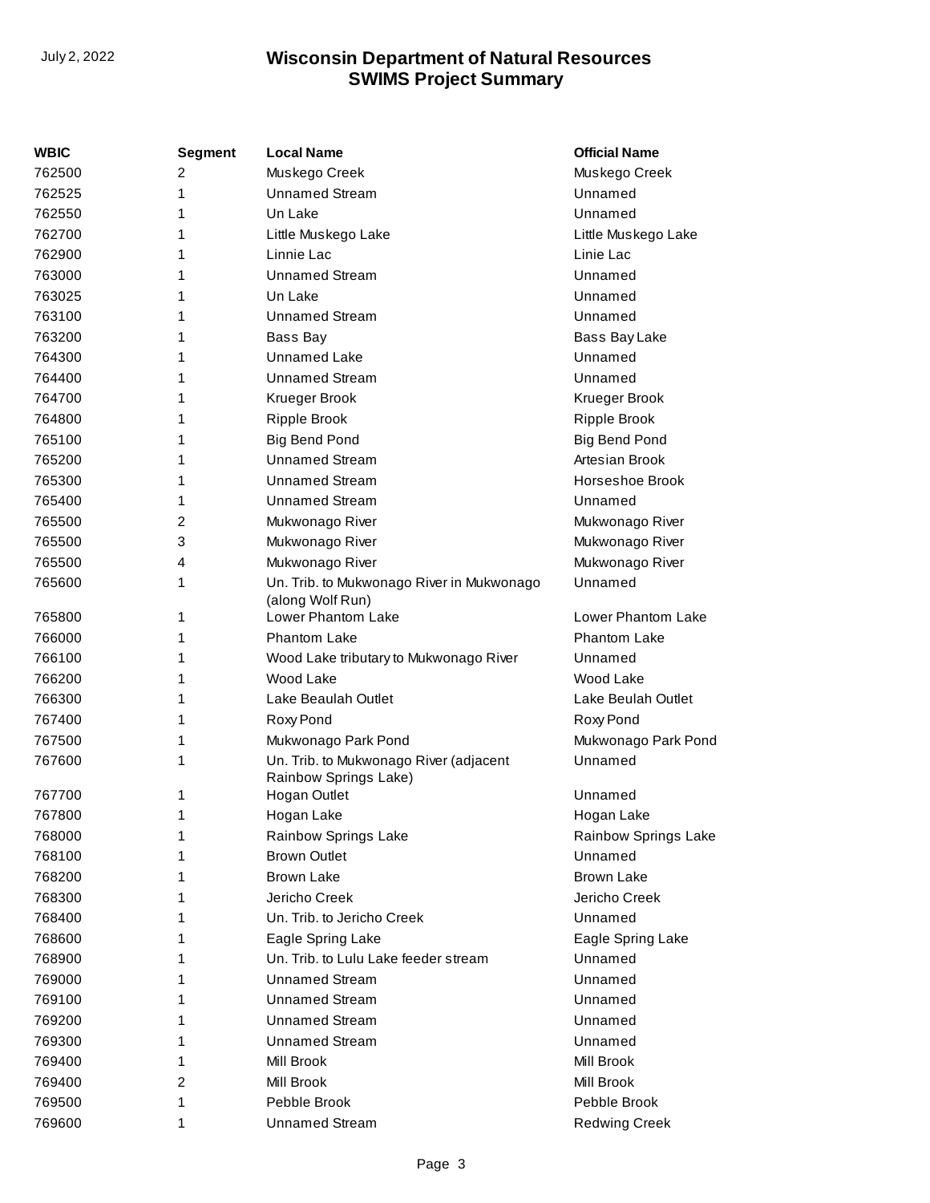| WBIC | Segment | Local Name | Official Name |
|---|---|---|---|
| 762500 | 2 | Muskego Creek | Muskego Creek |
| 762525 | 1 | Unnamed Stream | Unnamed |
| 762550 | 1 | Un Lake | Unnamed |
| 762700 | 1 | Little Muskego Lake | Little Muskego Lake |
| 762900 | 1 | Linnie Lac | Linie Lac |
| 763000 | 1 | Unnamed Stream | Unnamed |
| 763025 | 1 | Un Lake | Unnamed |
| 763100 | 1 | Unnamed Stream | Unnamed |
| 763200 | 1 | Bass Bay | Bass Bay Lake |
| 764300 | 1 | Unnamed Lake | Unnamed |
| 764400 | 1 | Unnamed Stream | Unnamed |
| 764700 | 1 | Krueger Brook | Krueger Brook |
| 764800 | 1 | Ripple Brook | Ripple Brook |
| 765100 | 1 | Big Bend Pond | Big Bend Pond |
| 765200 | 1 | Unnamed Stream | Artesian Brook |
| 765300 | 1 | Unnamed Stream | Horseshoe Brook |
| 765400 | 1 | Unnamed Stream | Unnamed |
| 765500 | 2 | Mukwonago River | Mukwonago River |
| 765500 | 3 | Mukwonago River | Mukwonago River |
| 765500 | 4 | Mukwonago River | Mukwonago River |
| 765600 | 1 | Un. Trib. to Mukwonago River in Mukwonago (along Wolf Run) | Unnamed |
| 765800 | 1 | Lower Phantom Lake | Lower Phantom Lake |
| 766000 | 1 | Phantom Lake | Phantom Lake |
| 766100 | 1 | Wood Lake tributary to Mukwonago River | Unnamed |
| 766200 | 1 | Wood Lake | Wood Lake |
| 766300 | 1 | Lake Beaulah Outlet | Lake Beulah Outlet |
| 767400 | 1 | Roxy Pond | Roxy Pond |
| 767500 | 1 | Mukwonago Park Pond | Mukwonago Park Pond |
| 767600 | 1 | Un. Trib. to Mukwonago River (adjacent Rainbow Springs Lake) | Unnamed |
| 767700 | 1 | Hogan Outlet | Unnamed |
| 767800 | 1 | Hogan Lake | Hogan Lake |
| 768000 | 1 | Rainbow Springs Lake | Rainbow Springs Lake |
| 768100 | 1 | Brown Outlet | Unnamed |
| 768200 | 1 | Brown Lake | Brown Lake |
| 768300 | 1 | Jericho Creek | Jericho Creek |
| 768400 | 1 | Un. Trib. to Jericho Creek | Unnamed |
| 768600 | 1 | Eagle Spring Lake | Eagle Spring Lake |
| 768900 | 1 | Un. Trib. to Lulu Lake feeder stream | Unnamed |
| 769000 | 1 | Unnamed Stream | Unnamed |
| 769100 | 1 | Unnamed Stream | Unnamed |
| 769200 | 1 | Unnamed Stream | Unnamed |
| 769300 | 1 | Unnamed Stream | Unnamed |
| 769400 | 1 | Mill Brook | Mill Brook |
| 769400 | 2 | Mill Brook | Mill Brook |
| 769500 | 1 | Pebble Brook | Pebble Brook |
| 769600 | 1 | Unnamed Stream | Redwing Creek |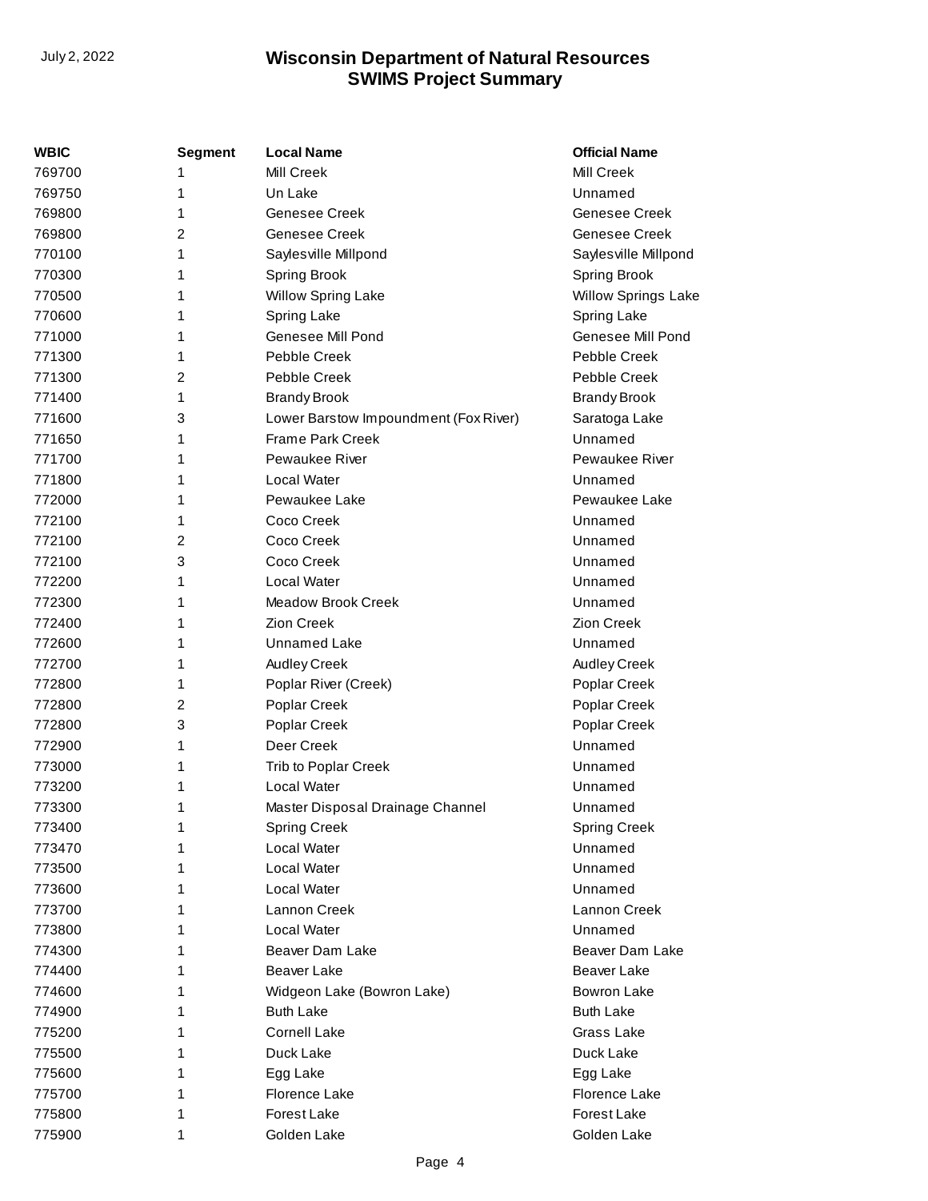| WBIC | Segment | Local Name | Official Name |
|---|---|---|---|
| 769700 | 1 | Mill Creek | Mill Creek |
| 769750 | 1 | Un Lake | Unnamed |
| 769800 | 1 | Genesee Creek | Genesee Creek |
| 769800 | 2 | Genesee Creek | Genesee Creek |
| 770100 | 1 | Saylesville Millpond | Saylesville Millpond |
| 770300 | 1 | Spring Brook | Spring Brook |
| 770500 | 1 | Willow Spring Lake | Willow Springs Lake |
| 770600 | 1 | Spring Lake | Spring Lake |
| 771000 | 1 | Genesee Mill Pond | Genesee Mill Pond |
| 771300 | 1 | Pebble Creek | Pebble Creek |
| 771300 | 2 | Pebble Creek | Pebble Creek |
| 771400 | 1 | Brandy Brook | Brandy Brook |
| 771600 | 3 | Lower Barstow Impoundment (Fox River) | Saratoga Lake |
| 771650 | 1 | Frame Park Creek | Unnamed |
| 771700 | 1 | Pewaukee River | Pewaukee River |
| 771800 | 1 | Local Water | Unnamed |
| 772000 | 1 | Pewaukee Lake | Pewaukee Lake |
| 772100 | 1 | Coco Creek | Unnamed |
| 772100 | 2 | Coco Creek | Unnamed |
| 772100 | 3 | Coco Creek | Unnamed |
| 772200 | 1 | Local Water | Unnamed |
| 772300 | 1 | Meadow Brook Creek | Unnamed |
| 772400 | 1 | Zion Creek | Zion Creek |
| 772600 | 1 | Unnamed Lake | Unnamed |
| 772700 | 1 | Audley Creek | Audley Creek |
| 772800 | 1 | Poplar River (Creek) | Poplar Creek |
| 772800 | 2 | Poplar Creek | Poplar Creek |
| 772800 | 3 | Poplar Creek | Poplar Creek |
| 772900 | 1 | Deer Creek | Unnamed |
| 773000 | 1 | Trib to Poplar Creek | Unnamed |
| 773200 | 1 | Local Water | Unnamed |
| 773300 | 1 | Master Disposal Drainage Channel | Unnamed |
| 773400 | 1 | Spring Creek | Spring Creek |
| 773470 | 1 | Local Water | Unnamed |
| 773500 | 1 | Local Water | Unnamed |
| 773600 | 1 | Local Water | Unnamed |
| 773700 | 1 | Lannon Creek | Lannon Creek |
| 773800 | 1 | Local Water | Unnamed |
| 774300 | 1 | Beaver Dam Lake | Beaver Dam Lake |
| 774400 | 1 | Beaver Lake | Beaver Lake |
| 774600 | 1 | Widgeon Lake (Bowron Lake) | Bowron Lake |
| 774900 | 1 | Buth Lake | Buth Lake |
| 775200 | 1 | Cornell Lake | Grass Lake |
| 775500 | 1 | Duck Lake | Duck Lake |
| 775600 | 1 | Egg Lake | Egg Lake |
| 775700 | 1 | Florence Lake | Florence Lake |
| 775800 | 1 | Forest Lake | Forest Lake |
| 775900 | 1 | Golden Lake | Golden Lake |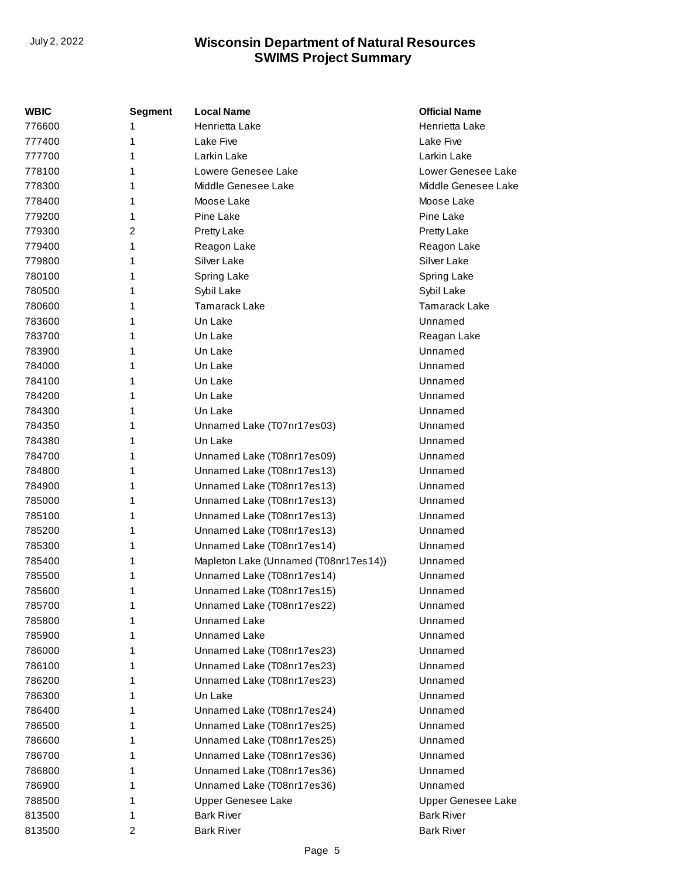| WBIC | Segment | Local Name | Official Name |
|---|---|---|---|
| 776600 | 1 | Henrietta Lake | Henrietta Lake |
| 777400 | 1 | Lake Five | Lake Five |
| 777700 | 1 | Larkin Lake | Larkin Lake |
| 778100 | 1 | Lowere Genesee Lake | Lower Genesee Lake |
| 778300 | 1 | Middle Genesee Lake | Middle Genesee Lake |
| 778400 | 1 | Moose Lake | Moose Lake |
| 779200 | 1 | Pine Lake | Pine Lake |
| 779300 | 2 | Pretty Lake | Pretty Lake |
| 779400 | 1 | Reagon Lake | Reagon Lake |
| 779800 | 1 | Silver Lake | Silver Lake |
| 780100 | 1 | Spring Lake | Spring Lake |
| 780500 | 1 | Sybil Lake | Sybil Lake |
| 780600 | 1 | Tamarack Lake | Tamarack Lake |
| 783600 | 1 | Un Lake | Unnamed |
| 783700 | 1 | Un Lake | Reagan Lake |
| 783900 | 1 | Un Lake | Unnamed |
| 784000 | 1 | Un Lake | Unnamed |
| 784100 | 1 | Un Lake | Unnamed |
| 784200 | 1 | Un Lake | Unnamed |
| 784300 | 1 | Un Lake | Unnamed |
| 784350 | 1 | Unnamed Lake (T07nr17es03) | Unnamed |
| 784380 | 1 | Un Lake | Unnamed |
| 784700 | 1 | Unnamed Lake (T08nr17es09) | Unnamed |
| 784800 | 1 | Unnamed Lake (T08nr17es13) | Unnamed |
| 784900 | 1 | Unnamed Lake (T08nr17es13) | Unnamed |
| 785000 | 1 | Unnamed Lake (T08nr17es13) | Unnamed |
| 785100 | 1 | Unnamed Lake (T08nr17es13) | Unnamed |
| 785200 | 1 | Unnamed Lake (T08nr17es13) | Unnamed |
| 785300 | 1 | Unnamed Lake (T08nr17es14) | Unnamed |
| 785400 | 1 | Mapleton Lake (Unnamed (T08nr17es14)) | Unnamed |
| 785500 | 1 | Unnamed Lake (T08nr17es14) | Unnamed |
| 785600 | 1 | Unnamed Lake (T08nr17es15) | Unnamed |
| 785700 | 1 | Unnamed Lake (T08nr17es22) | Unnamed |
| 785800 | 1 | Unnamed Lake | Unnamed |
| 785900 | 1 | Unnamed Lake | Unnamed |
| 786000 | 1 | Unnamed Lake (T08nr17es23) | Unnamed |
| 786100 | 1 | Unnamed Lake (T08nr17es23) | Unnamed |
| 786200 | 1 | Unnamed Lake (T08nr17es23) | Unnamed |
| 786300 | 1 | Un Lake | Unnamed |
| 786400 | 1 | Unnamed Lake (T08nr17es24) | Unnamed |
| 786500 | 1 | Unnamed Lake (T08nr17es25) | Unnamed |
| 786600 | 1 | Unnamed Lake (T08nr17es25) | Unnamed |
| 786700 | 1 | Unnamed Lake (T08nr17es36) | Unnamed |
| 786800 | 1 | Unnamed Lake (T08nr17es36) | Unnamed |
| 786900 | 1 | Unnamed Lake (T08nr17es36) | Unnamed |
| 788500 | 1 | Upper Genesee Lake | Upper Genesee Lake |
| 813500 | 1 | Bark River | Bark River |
| 813500 | 2 | Bark River | Bark River |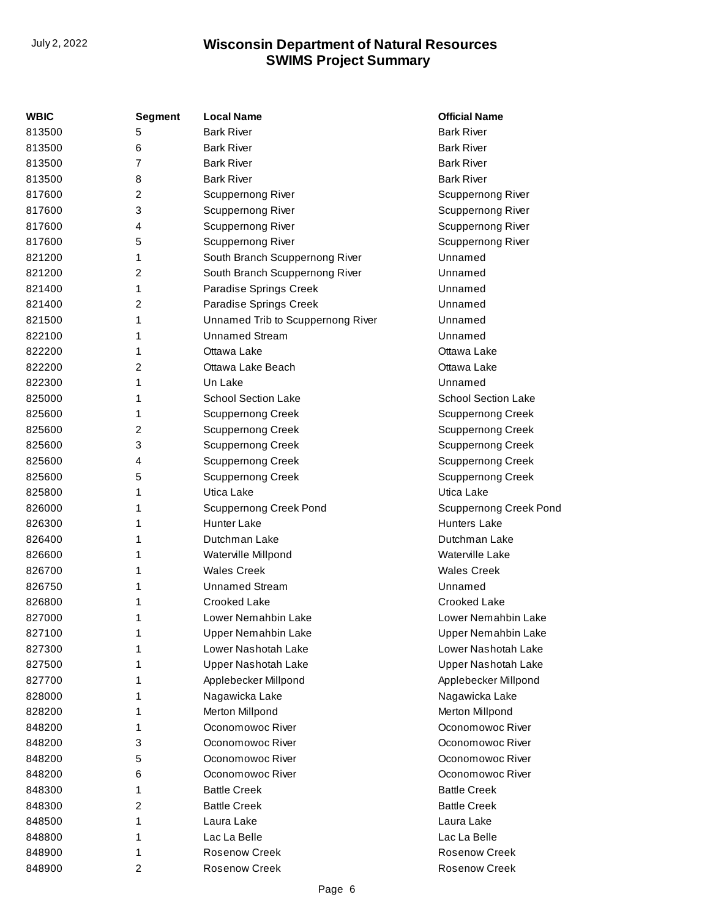| WBIC | Segment | Local Name | Official Name |
| --- | --- | --- | --- |
| 813500 | 5 | Bark River | Bark River |
| 813500 | 6 | Bark River | Bark River |
| 813500 | 7 | Bark River | Bark River |
| 813500 | 8 | Bark River | Bark River |
| 817600 | 2 | Scuppernong River | Scuppernong River |
| 817600 | 3 | Scuppernong River | Scuppernong River |
| 817600 | 4 | Scuppernong River | Scuppernong River |
| 817600 | 5 | Scuppernong River | Scuppernong River |
| 821200 | 1 | South Branch Scuppernong River | Unnamed |
| 821200 | 2 | South Branch Scuppernong River | Unnamed |
| 821400 | 1 | Paradise Springs Creek | Unnamed |
| 821400 | 2 | Paradise Springs Creek | Unnamed |
| 821500 | 1 | Unnamed Trib to Scuppernong River | Unnamed |
| 822100 | 1 | Unnamed Stream | Unnamed |
| 822200 | 1 | Ottawa Lake | Ottawa Lake |
| 822200 | 2 | Ottawa Lake Beach | Ottawa Lake |
| 822300 | 1 | Un Lake | Unnamed |
| 825000 | 1 | School Section Lake | School Section Lake |
| 825600 | 1 | Scuppernong Creek | Scuppernong Creek |
| 825600 | 2 | Scuppernong Creek | Scuppernong Creek |
| 825600 | 3 | Scuppernong Creek | Scuppernong Creek |
| 825600 | 4 | Scuppernong Creek | Scuppernong Creek |
| 825600 | 5 | Scuppernong Creek | Scuppernong Creek |
| 825800 | 1 | Utica Lake | Utica Lake |
| 826000 | 1 | Scuppernong Creek Pond | Scuppernong Creek Pond |
| 826300 | 1 | Hunter Lake | Hunters Lake |
| 826400 | 1 | Dutchman Lake | Dutchman Lake |
| 826600 | 1 | Waterville Millpond | Waterville Lake |
| 826700 | 1 | Wales Creek | Wales Creek |
| 826750 | 1 | Unnamed Stream | Unnamed |
| 826800 | 1 | Crooked Lake | Crooked Lake |
| 827000 | 1 | Lower Nemahbin Lake | Lower Nemahbin Lake |
| 827100 | 1 | Upper Nemahbin Lake | Upper Nemahbin Lake |
| 827300 | 1 | Lower Nashotah Lake | Lower Nashotah Lake |
| 827500 | 1 | Upper Nashotah Lake | Upper Nashotah Lake |
| 827700 | 1 | Applebecker Millpond | Applebecker Millpond |
| 828000 | 1 | Nagawicka Lake | Nagawicka Lake |
| 828200 | 1 | Merton Millpond | Merton Millpond |
| 848200 | 1 | Oconomowoc River | Oconomowoc River |
| 848200 | 3 | Oconomowoc River | Oconomowoc River |
| 848200 | 5 | Oconomowoc River | Oconomowoc River |
| 848200 | 6 | Oconomowoc River | Oconomowoc River |
| 848300 | 1 | Battle Creek | Battle Creek |
| 848300 | 2 | Battle Creek | Battle Creek |
| 848500 | 1 | Laura Lake | Laura Lake |
| 848800 | 1 | Lac La Belle | Lac La Belle |
| 848900 | 1 | Rosenow Creek | Rosenow Creek |
| 848900 | 2 | Rosenow Creek | Rosenow Creek |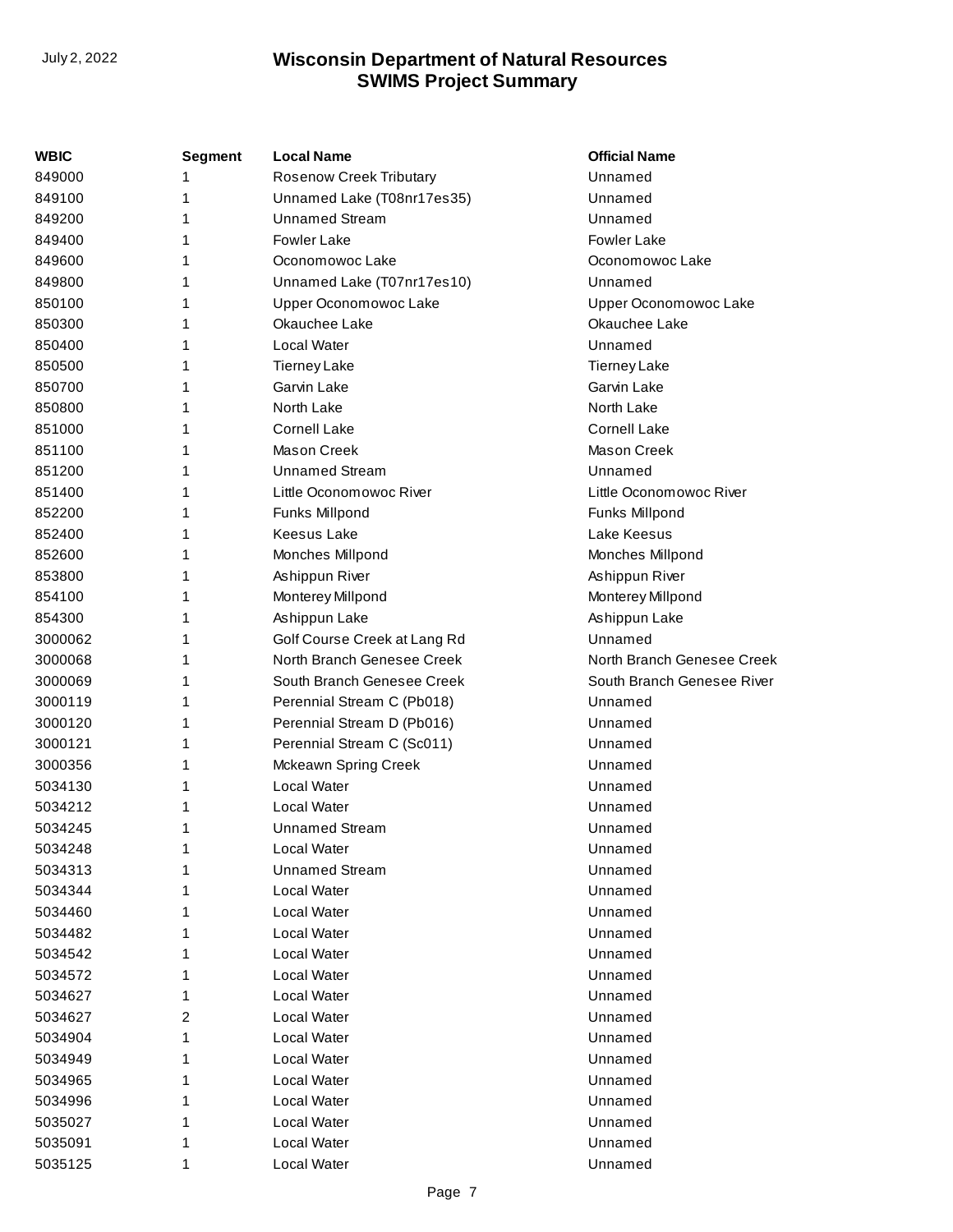| WBIC | Segment | Local Name | Official Name |
|---|---|---|---|
| 849000 | 1 | Rosenow Creek Tributary | Unnamed |
| 849100 | 1 | Unnamed Lake (T08nr17es35) | Unnamed |
| 849200 | 1 | Unnamed Stream | Unnamed |
| 849400 | 1 | Fowler Lake | Fowler Lake |
| 849600 | 1 | Oconomowoc Lake | Oconomowoc Lake |
| 849800 | 1 | Unnamed Lake (T07nr17es10) | Unnamed |
| 850100 | 1 | Upper Oconomowoc Lake | Upper Oconomowoc Lake |
| 850300 | 1 | Okauchee Lake | Okauchee Lake |
| 850400 | 1 | Local Water | Unnamed |
| 850500 | 1 | Tierney Lake | Tierney Lake |
| 850700 | 1 | Garvin Lake | Garvin Lake |
| 850800 | 1 | North Lake | North Lake |
| 851000 | 1 | Cornell Lake | Cornell Lake |
| 851100 | 1 | Mason Creek | Mason Creek |
| 851200 | 1 | Unnamed Stream | Unnamed |
| 851400 | 1 | Little Oconomowoc River | Little Oconomowoc River |
| 852200 | 1 | Funks Millpond | Funks Millpond |
| 852400 | 1 | Keesus Lake | Lake Keesus |
| 852600 | 1 | Monches Millpond | Monches Millpond |
| 853800 | 1 | Ashippun River | Ashippun River |
| 854100 | 1 | Monterey Millpond | Monterey Millpond |
| 854300 | 1 | Ashippun Lake | Ashippun Lake |
| 3000062 | 1 | Golf Course Creek at Lang Rd | Unnamed |
| 3000068 | 1 | North Branch Genesee Creek | North Branch Genesee Creek |
| 3000069 | 1 | South Branch Genesee Creek | South Branch Genesee River |
| 3000119 | 1 | Perennial Stream C (Pb018) | Unnamed |
| 3000120 | 1 | Perennial Stream D (Pb016) | Unnamed |
| 3000121 | 1 | Perennial Stream C (Sc011) | Unnamed |
| 3000356 | 1 | Mckeawn Spring Creek | Unnamed |
| 5034130 | 1 | Local Water | Unnamed |
| 5034212 | 1 | Local Water | Unnamed |
| 5034245 | 1 | Unnamed Stream | Unnamed |
| 5034248 | 1 | Local Water | Unnamed |
| 5034313 | 1 | Unnamed Stream | Unnamed |
| 5034344 | 1 | Local Water | Unnamed |
| 5034460 | 1 | Local Water | Unnamed |
| 5034482 | 1 | Local Water | Unnamed |
| 5034542 | 1 | Local Water | Unnamed |
| 5034572 | 1 | Local Water | Unnamed |
| 5034627 | 1 | Local Water | Unnamed |
| 5034627 | 2 | Local Water | Unnamed |
| 5034904 | 1 | Local Water | Unnamed |
| 5034949 | 1 | Local Water | Unnamed |
| 5034965 | 1 | Local Water | Unnamed |
| 5034996 | 1 | Local Water | Unnamed |
| 5035027 | 1 | Local Water | Unnamed |
| 5035091 | 1 | Local Water | Unnamed |
| 5035125 | 1 | Local Water | Unnamed |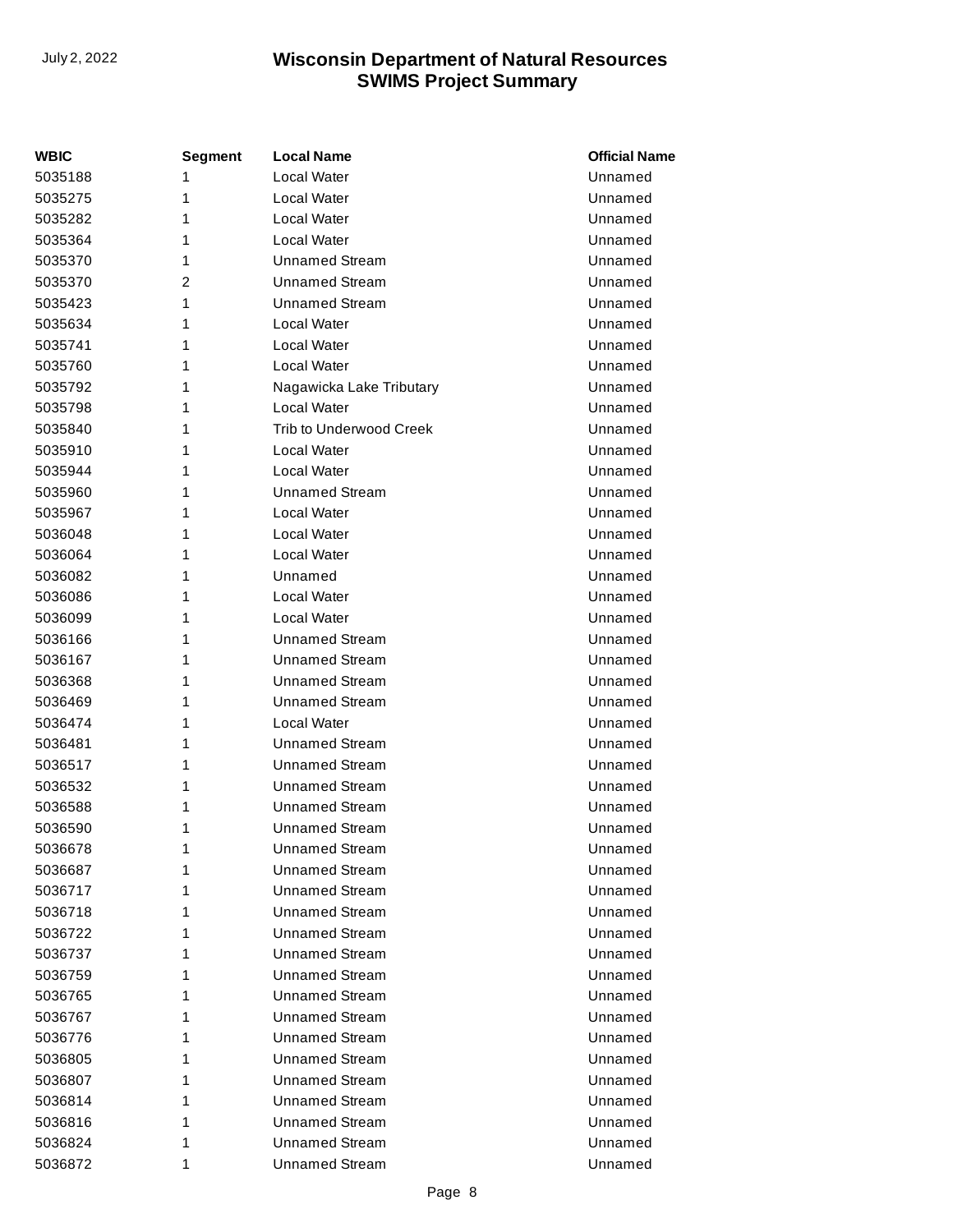| WBIC | Segment | Local Name | Official Name |
| --- | --- | --- | --- |
| 5035188 | 1 | Local Water | Unnamed |
| 5035275 | 1 | Local Water | Unnamed |
| 5035282 | 1 | Local Water | Unnamed |
| 5035364 | 1 | Local Water | Unnamed |
| 5035370 | 1 | Unnamed Stream | Unnamed |
| 5035370 | 2 | Unnamed Stream | Unnamed |
| 5035423 | 1 | Unnamed Stream | Unnamed |
| 5035634 | 1 | Local Water | Unnamed |
| 5035741 | 1 | Local Water | Unnamed |
| 5035760 | 1 | Local Water | Unnamed |
| 5035792 | 1 | Nagawicka Lake Tributary | Unnamed |
| 5035798 | 1 | Local Water | Unnamed |
| 5035840 | 1 | Trib to Underwood Creek | Unnamed |
| 5035910 | 1 | Local Water | Unnamed |
| 5035944 | 1 | Local Water | Unnamed |
| 5035960 | 1 | Unnamed Stream | Unnamed |
| 5035967 | 1 | Local Water | Unnamed |
| 5036048 | 1 | Local Water | Unnamed |
| 5036064 | 1 | Local Water | Unnamed |
| 5036082 | 1 | Unnamed | Unnamed |
| 5036086 | 1 | Local Water | Unnamed |
| 5036099 | 1 | Local Water | Unnamed |
| 5036166 | 1 | Unnamed Stream | Unnamed |
| 5036167 | 1 | Unnamed Stream | Unnamed |
| 5036368 | 1 | Unnamed Stream | Unnamed |
| 5036469 | 1 | Unnamed Stream | Unnamed |
| 5036474 | 1 | Local Water | Unnamed |
| 5036481 | 1 | Unnamed Stream | Unnamed |
| 5036517 | 1 | Unnamed Stream | Unnamed |
| 5036532 | 1 | Unnamed Stream | Unnamed |
| 5036588 | 1 | Unnamed Stream | Unnamed |
| 5036590 | 1 | Unnamed Stream | Unnamed |
| 5036678 | 1 | Unnamed Stream | Unnamed |
| 5036687 | 1 | Unnamed Stream | Unnamed |
| 5036717 | 1 | Unnamed Stream | Unnamed |
| 5036718 | 1 | Unnamed Stream | Unnamed |
| 5036722 | 1 | Unnamed Stream | Unnamed |
| 5036737 | 1 | Unnamed Stream | Unnamed |
| 5036759 | 1 | Unnamed Stream | Unnamed |
| 5036765 | 1 | Unnamed Stream | Unnamed |
| 5036767 | 1 | Unnamed Stream | Unnamed |
| 5036776 | 1 | Unnamed Stream | Unnamed |
| 5036805 | 1 | Unnamed Stream | Unnamed |
| 5036807 | 1 | Unnamed Stream | Unnamed |
| 5036814 | 1 | Unnamed Stream | Unnamed |
| 5036816 | 1 | Unnamed Stream | Unnamed |
| 5036824 | 1 | Unnamed Stream | Unnamed |
| 5036872 | 1 | Unnamed Stream | Unnamed |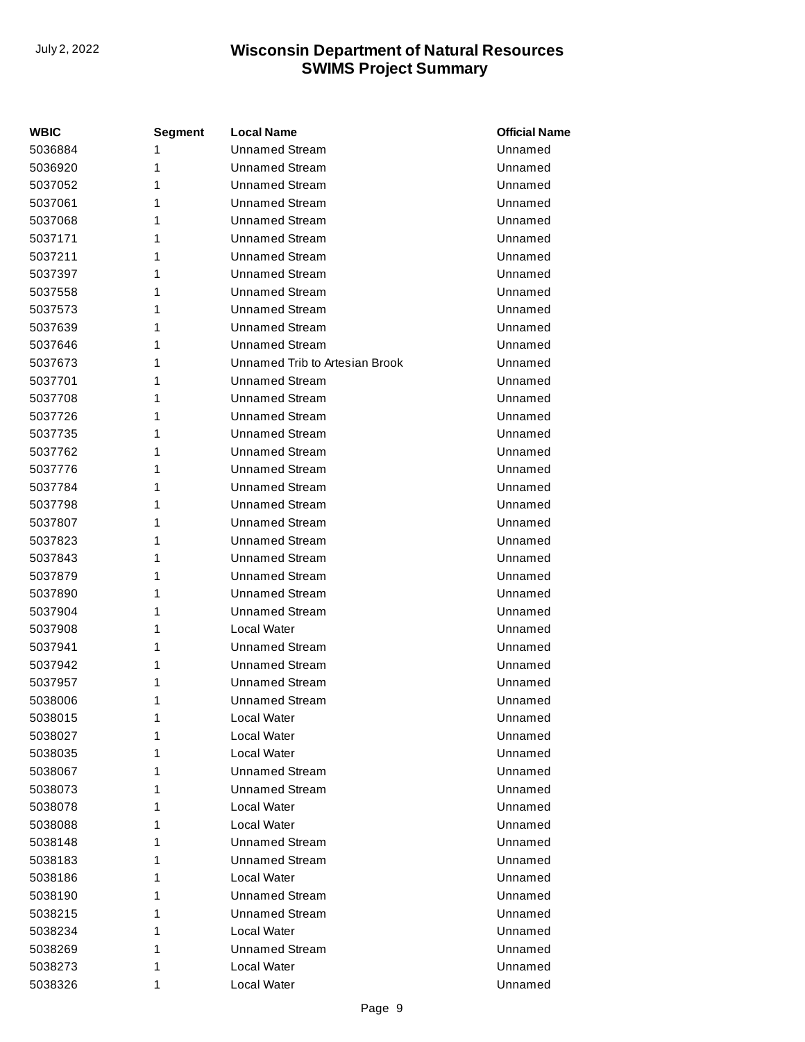| WBIC | Segment | Local Name | Official Name |
| --- | --- | --- | --- |
| 5036884 | 1 | Unnamed Stream | Unnamed |
| 5036920 | 1 | Unnamed Stream | Unnamed |
| 5037052 | 1 | Unnamed Stream | Unnamed |
| 5037061 | 1 | Unnamed Stream | Unnamed |
| 5037068 | 1 | Unnamed Stream | Unnamed |
| 5037171 | 1 | Unnamed Stream | Unnamed |
| 5037211 | 1 | Unnamed Stream | Unnamed |
| 5037397 | 1 | Unnamed Stream | Unnamed |
| 5037558 | 1 | Unnamed Stream | Unnamed |
| 5037573 | 1 | Unnamed Stream | Unnamed |
| 5037639 | 1 | Unnamed Stream | Unnamed |
| 5037646 | 1 | Unnamed Stream | Unnamed |
| 5037673 | 1 | Unnamed Trib to Artesian Brook | Unnamed |
| 5037701 | 1 | Unnamed Stream | Unnamed |
| 5037708 | 1 | Unnamed Stream | Unnamed |
| 5037726 | 1 | Unnamed Stream | Unnamed |
| 5037735 | 1 | Unnamed Stream | Unnamed |
| 5037762 | 1 | Unnamed Stream | Unnamed |
| 5037776 | 1 | Unnamed Stream | Unnamed |
| 5037784 | 1 | Unnamed Stream | Unnamed |
| 5037798 | 1 | Unnamed Stream | Unnamed |
| 5037807 | 1 | Unnamed Stream | Unnamed |
| 5037823 | 1 | Unnamed Stream | Unnamed |
| 5037843 | 1 | Unnamed Stream | Unnamed |
| 5037879 | 1 | Unnamed Stream | Unnamed |
| 5037890 | 1 | Unnamed Stream | Unnamed |
| 5037904 | 1 | Unnamed Stream | Unnamed |
| 5037908 | 1 | Local Water | Unnamed |
| 5037941 | 1 | Unnamed Stream | Unnamed |
| 5037942 | 1 | Unnamed Stream | Unnamed |
| 5037957 | 1 | Unnamed Stream | Unnamed |
| 5038006 | 1 | Unnamed Stream | Unnamed |
| 5038015 | 1 | Local Water | Unnamed |
| 5038027 | 1 | Local Water | Unnamed |
| 5038035 | 1 | Local Water | Unnamed |
| 5038067 | 1 | Unnamed Stream | Unnamed |
| 5038073 | 1 | Unnamed Stream | Unnamed |
| 5038078 | 1 | Local Water | Unnamed |
| 5038088 | 1 | Local Water | Unnamed |
| 5038148 | 1 | Unnamed Stream | Unnamed |
| 5038183 | 1 | Unnamed Stream | Unnamed |
| 5038186 | 1 | Local Water | Unnamed |
| 5038190 | 1 | Unnamed Stream | Unnamed |
| 5038215 | 1 | Unnamed Stream | Unnamed |
| 5038234 | 1 | Local Water | Unnamed |
| 5038269 | 1 | Unnamed Stream | Unnamed |
| 5038273 | 1 | Local Water | Unnamed |
| 5038326 | 1 | Local Water | Unnamed |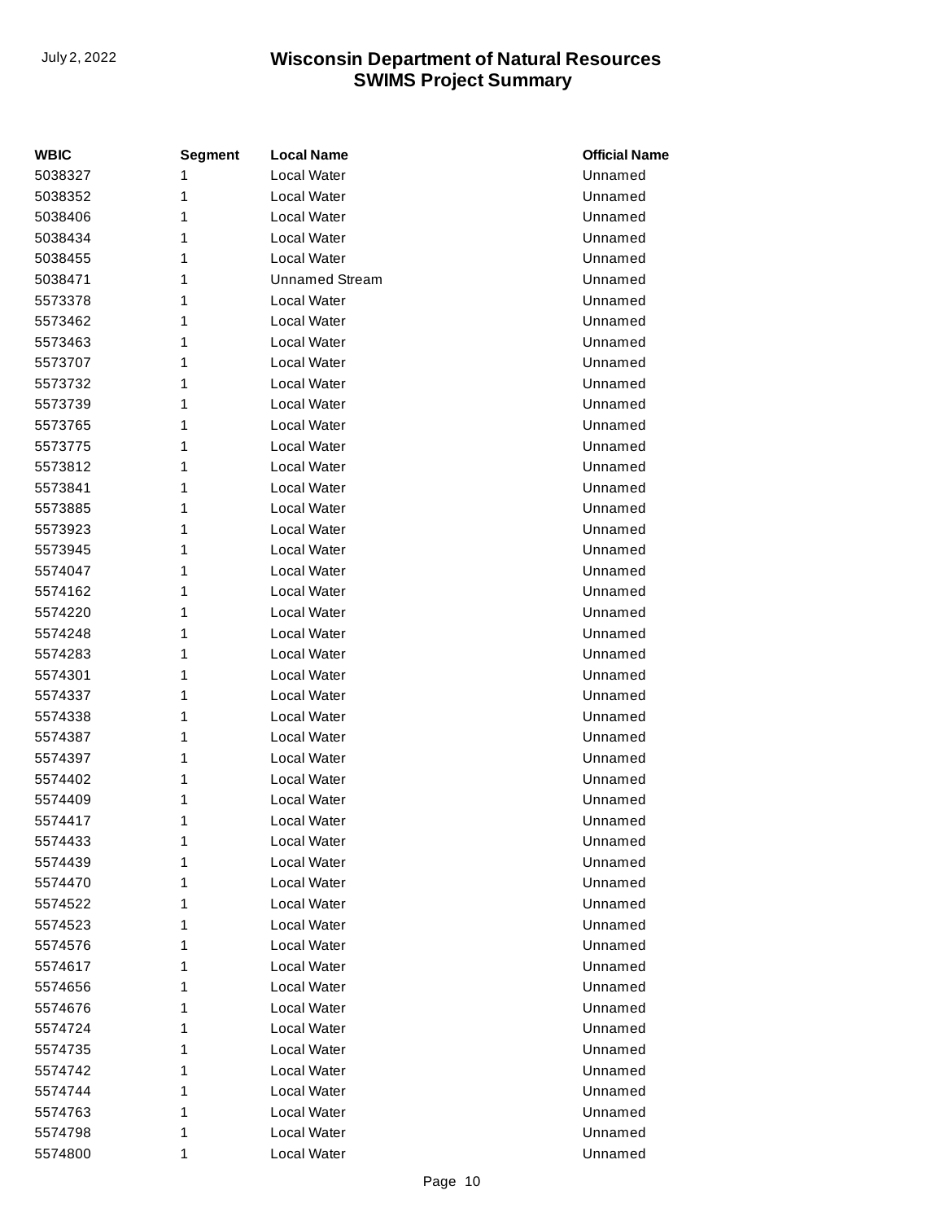| WBIC | Segment | Local Name | Official Name |
|---|---|---|---|
| 5038327 | 1 | Local Water | Unnamed |
| 5038352 | 1 | Local Water | Unnamed |
| 5038406 | 1 | Local Water | Unnamed |
| 5038434 | 1 | Local Water | Unnamed |
| 5038455 | 1 | Local Water | Unnamed |
| 5038471 | 1 | Unnamed Stream | Unnamed |
| 5573378 | 1 | Local Water | Unnamed |
| 5573462 | 1 | Local Water | Unnamed |
| 5573463 | 1 | Local Water | Unnamed |
| 5573707 | 1 | Local Water | Unnamed |
| 5573732 | 1 | Local Water | Unnamed |
| 5573739 | 1 | Local Water | Unnamed |
| 5573765 | 1 | Local Water | Unnamed |
| 5573775 | 1 | Local Water | Unnamed |
| 5573812 | 1 | Local Water | Unnamed |
| 5573841 | 1 | Local Water | Unnamed |
| 5573885 | 1 | Local Water | Unnamed |
| 5573923 | 1 | Local Water | Unnamed |
| 5573945 | 1 | Local Water | Unnamed |
| 5574047 | 1 | Local Water | Unnamed |
| 5574162 | 1 | Local Water | Unnamed |
| 5574220 | 1 | Local Water | Unnamed |
| 5574248 | 1 | Local Water | Unnamed |
| 5574283 | 1 | Local Water | Unnamed |
| 5574301 | 1 | Local Water | Unnamed |
| 5574337 | 1 | Local Water | Unnamed |
| 5574338 | 1 | Local Water | Unnamed |
| 5574387 | 1 | Local Water | Unnamed |
| 5574397 | 1 | Local Water | Unnamed |
| 5574402 | 1 | Local Water | Unnamed |
| 5574409 | 1 | Local Water | Unnamed |
| 5574417 | 1 | Local Water | Unnamed |
| 5574433 | 1 | Local Water | Unnamed |
| 5574439 | 1 | Local Water | Unnamed |
| 5574470 | 1 | Local Water | Unnamed |
| 5574522 | 1 | Local Water | Unnamed |
| 5574523 | 1 | Local Water | Unnamed |
| 5574576 | 1 | Local Water | Unnamed |
| 5574617 | 1 | Local Water | Unnamed |
| 5574656 | 1 | Local Water | Unnamed |
| 5574676 | 1 | Local Water | Unnamed |
| 5574724 | 1 | Local Water | Unnamed |
| 5574735 | 1 | Local Water | Unnamed |
| 5574742 | 1 | Local Water | Unnamed |
| 5574744 | 1 | Local Water | Unnamed |
| 5574763 | 1 | Local Water | Unnamed |
| 5574798 | 1 | Local Water | Unnamed |
| 5574800 | 1 | Local Water | Unnamed |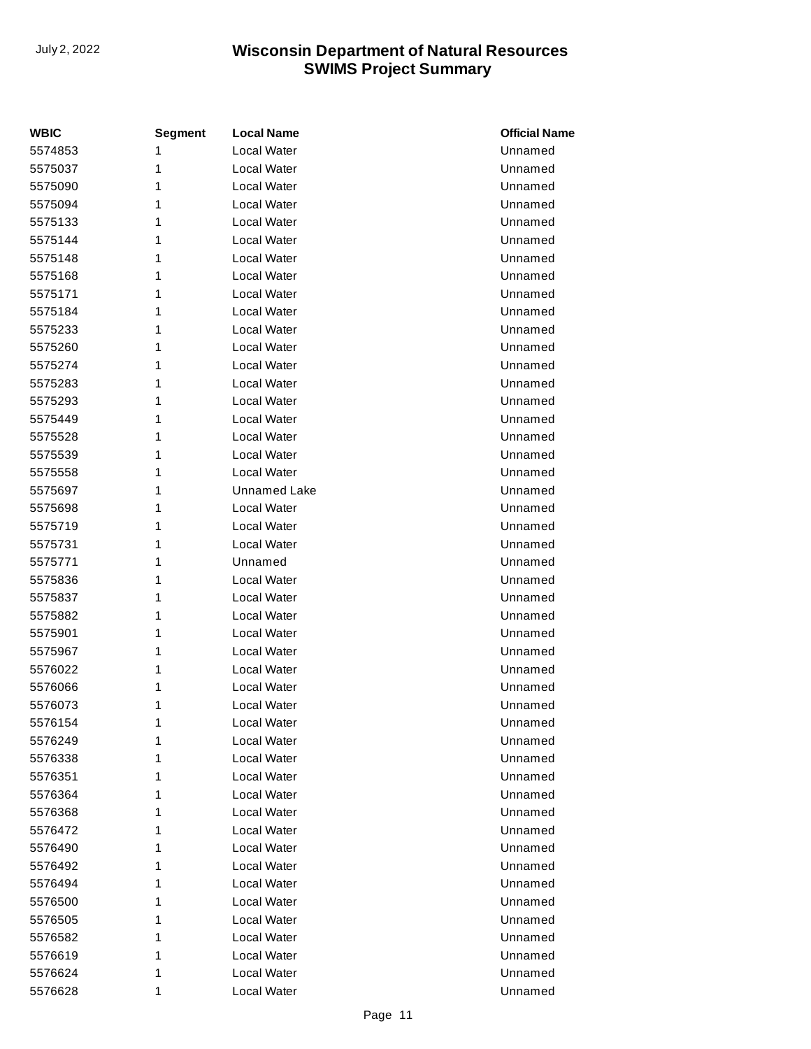| WBIC | Segment | Local Name | Official Name |
|---|---|---|---|
| 5574853 | 1 | Local Water | Unnamed |
| 5575037 | 1 | Local Water | Unnamed |
| 5575090 | 1 | Local Water | Unnamed |
| 5575094 | 1 | Local Water | Unnamed |
| 5575133 | 1 | Local Water | Unnamed |
| 5575144 | 1 | Local Water | Unnamed |
| 5575148 | 1 | Local Water | Unnamed |
| 5575168 | 1 | Local Water | Unnamed |
| 5575171 | 1 | Local Water | Unnamed |
| 5575184 | 1 | Local Water | Unnamed |
| 5575233 | 1 | Local Water | Unnamed |
| 5575260 | 1 | Local Water | Unnamed |
| 5575274 | 1 | Local Water | Unnamed |
| 5575283 | 1 | Local Water | Unnamed |
| 5575293 | 1 | Local Water | Unnamed |
| 5575449 | 1 | Local Water | Unnamed |
| 5575528 | 1 | Local Water | Unnamed |
| 5575539 | 1 | Local Water | Unnamed |
| 5575558 | 1 | Local Water | Unnamed |
| 5575697 | 1 | Unnamed Lake | Unnamed |
| 5575698 | 1 | Local Water | Unnamed |
| 5575719 | 1 | Local Water | Unnamed |
| 5575731 | 1 | Local Water | Unnamed |
| 5575771 | 1 | Unnamed | Unnamed |
| 5575836 | 1 | Local Water | Unnamed |
| 5575837 | 1 | Local Water | Unnamed |
| 5575882 | 1 | Local Water | Unnamed |
| 5575901 | 1 | Local Water | Unnamed |
| 5575967 | 1 | Local Water | Unnamed |
| 5576022 | 1 | Local Water | Unnamed |
| 5576066 | 1 | Local Water | Unnamed |
| 5576073 | 1 | Local Water | Unnamed |
| 5576154 | 1 | Local Water | Unnamed |
| 5576249 | 1 | Local Water | Unnamed |
| 5576338 | 1 | Local Water | Unnamed |
| 5576351 | 1 | Local Water | Unnamed |
| 5576364 | 1 | Local Water | Unnamed |
| 5576368 | 1 | Local Water | Unnamed |
| 5576472 | 1 | Local Water | Unnamed |
| 5576490 | 1 | Local Water | Unnamed |
| 5576492 | 1 | Local Water | Unnamed |
| 5576494 | 1 | Local Water | Unnamed |
| 5576500 | 1 | Local Water | Unnamed |
| 5576505 | 1 | Local Water | Unnamed |
| 5576582 | 1 | Local Water | Unnamed |
| 5576619 | 1 | Local Water | Unnamed |
| 5576624 | 1 | Local Water | Unnamed |
| 5576628 | 1 | Local Water | Unnamed |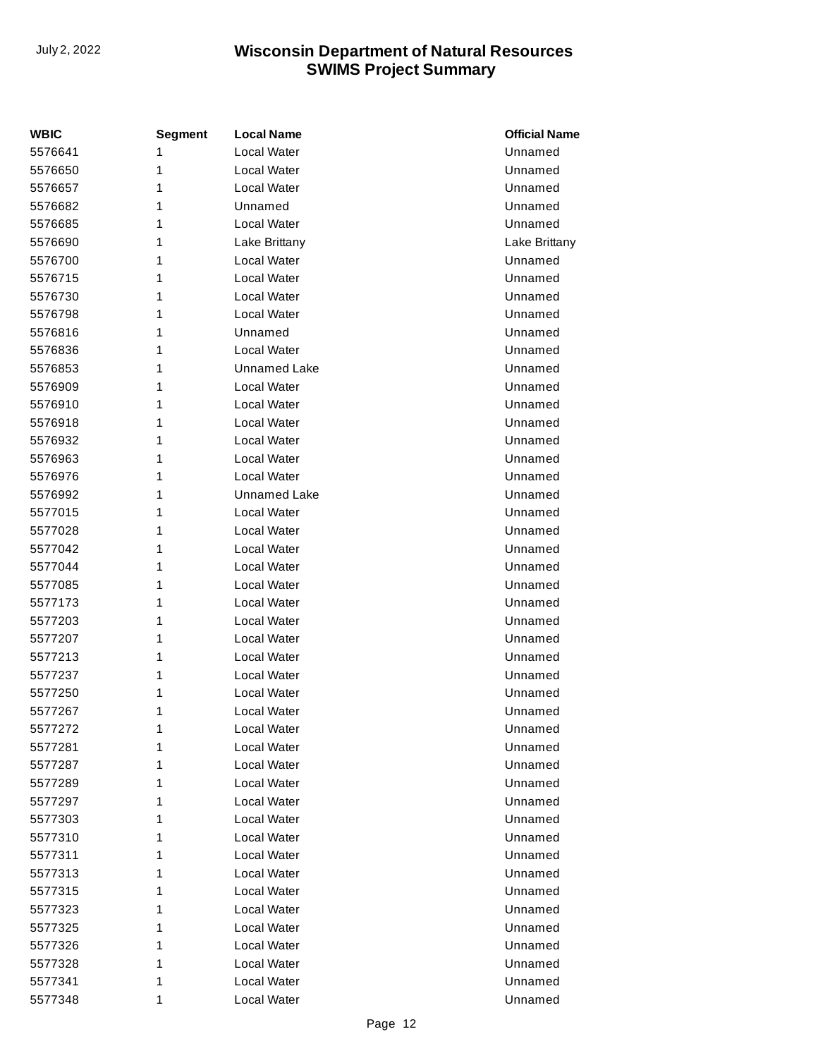| WBIC | Segment | Local Name | Official Name |
|---|---|---|---|
| 5576641 | 1 | Local Water | Unnamed |
| 5576650 | 1 | Local Water | Unnamed |
| 5576657 | 1 | Local Water | Unnamed |
| 5576682 | 1 | Unnamed | Unnamed |
| 5576685 | 1 | Local Water | Unnamed |
| 5576690 | 1 | Lake Brittany | Lake Brittany |
| 5576700 | 1 | Local Water | Unnamed |
| 5576715 | 1 | Local Water | Unnamed |
| 5576730 | 1 | Local Water | Unnamed |
| 5576798 | 1 | Local Water | Unnamed |
| 5576816 | 1 | Unnamed | Unnamed |
| 5576836 | 1 | Local Water | Unnamed |
| 5576853 | 1 | Unnamed Lake | Unnamed |
| 5576909 | 1 | Local Water | Unnamed |
| 5576910 | 1 | Local Water | Unnamed |
| 5576918 | 1 | Local Water | Unnamed |
| 5576932 | 1 | Local Water | Unnamed |
| 5576963 | 1 | Local Water | Unnamed |
| 5576976 | 1 | Local Water | Unnamed |
| 5576992 | 1 | Unnamed Lake | Unnamed |
| 5577015 | 1 | Local Water | Unnamed |
| 5577028 | 1 | Local Water | Unnamed |
| 5577042 | 1 | Local Water | Unnamed |
| 5577044 | 1 | Local Water | Unnamed |
| 5577085 | 1 | Local Water | Unnamed |
| 5577173 | 1 | Local Water | Unnamed |
| 5577203 | 1 | Local Water | Unnamed |
| 5577207 | 1 | Local Water | Unnamed |
| 5577213 | 1 | Local Water | Unnamed |
| 5577237 | 1 | Local Water | Unnamed |
| 5577250 | 1 | Local Water | Unnamed |
| 5577267 | 1 | Local Water | Unnamed |
| 5577272 | 1 | Local Water | Unnamed |
| 5577281 | 1 | Local Water | Unnamed |
| 5577287 | 1 | Local Water | Unnamed |
| 5577289 | 1 | Local Water | Unnamed |
| 5577297 | 1 | Local Water | Unnamed |
| 5577303 | 1 | Local Water | Unnamed |
| 5577310 | 1 | Local Water | Unnamed |
| 5577311 | 1 | Local Water | Unnamed |
| 5577313 | 1 | Local Water | Unnamed |
| 5577315 | 1 | Local Water | Unnamed |
| 5577323 | 1 | Local Water | Unnamed |
| 5577325 | 1 | Local Water | Unnamed |
| 5577326 | 1 | Local Water | Unnamed |
| 5577328 | 1 | Local Water | Unnamed |
| 5577341 | 1 | Local Water | Unnamed |
| 5577348 | 1 | Local Water | Unnamed |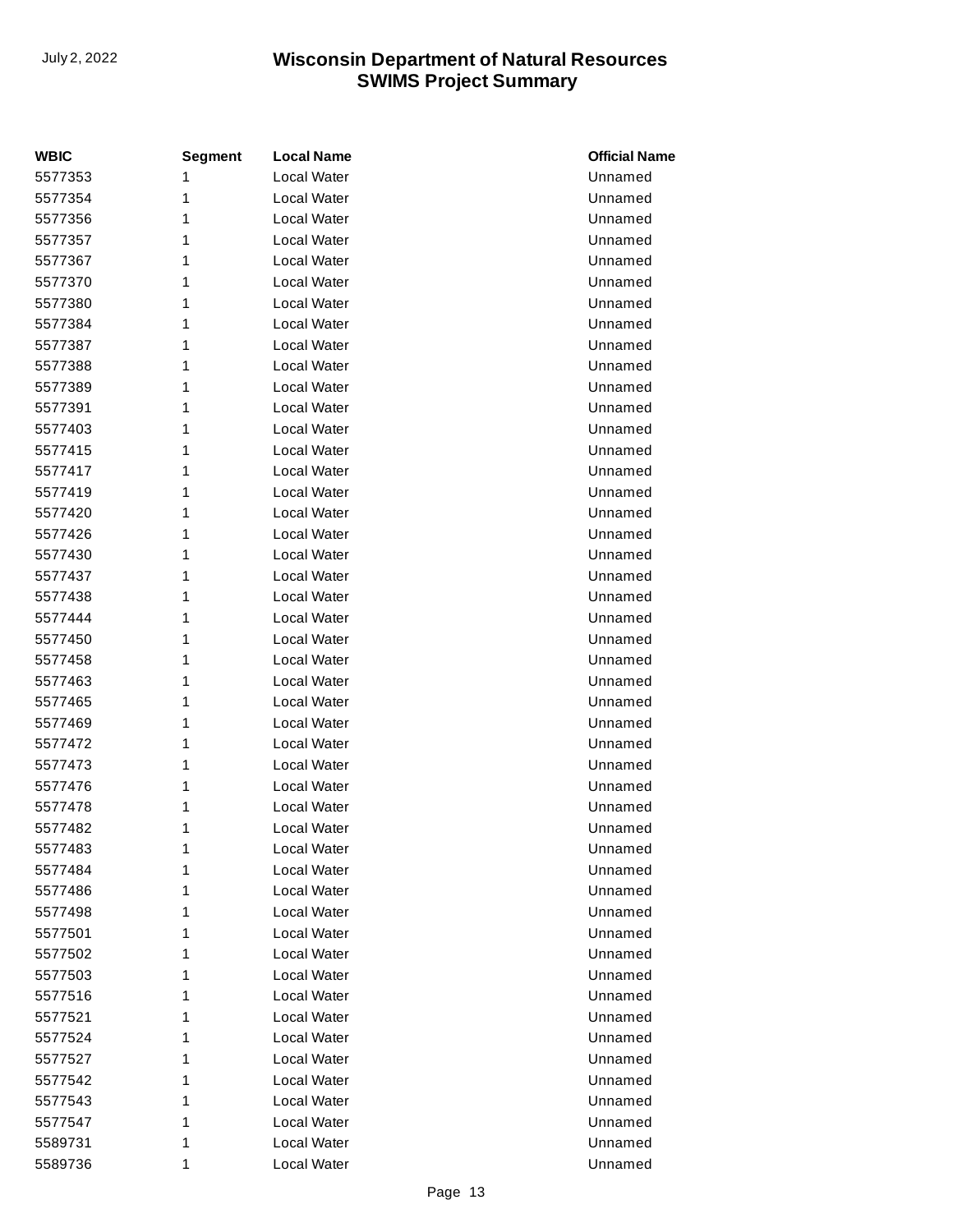| WBIC | Segment | Local Name | Official Name |
| --- | --- | --- | --- |
| 5577353 | 1 | Local Water | Unnamed |
| 5577354 | 1 | Local Water | Unnamed |
| 5577356 | 1 | Local Water | Unnamed |
| 5577357 | 1 | Local Water | Unnamed |
| 5577367 | 1 | Local Water | Unnamed |
| 5577370 | 1 | Local Water | Unnamed |
| 5577380 | 1 | Local Water | Unnamed |
| 5577384 | 1 | Local Water | Unnamed |
| 5577387 | 1 | Local Water | Unnamed |
| 5577388 | 1 | Local Water | Unnamed |
| 5577389 | 1 | Local Water | Unnamed |
| 5577391 | 1 | Local Water | Unnamed |
| 5577403 | 1 | Local Water | Unnamed |
| 5577415 | 1 | Local Water | Unnamed |
| 5577417 | 1 | Local Water | Unnamed |
| 5577419 | 1 | Local Water | Unnamed |
| 5577420 | 1 | Local Water | Unnamed |
| 5577426 | 1 | Local Water | Unnamed |
| 5577430 | 1 | Local Water | Unnamed |
| 5577437 | 1 | Local Water | Unnamed |
| 5577438 | 1 | Local Water | Unnamed |
| 5577444 | 1 | Local Water | Unnamed |
| 5577450 | 1 | Local Water | Unnamed |
| 5577458 | 1 | Local Water | Unnamed |
| 5577463 | 1 | Local Water | Unnamed |
| 5577465 | 1 | Local Water | Unnamed |
| 5577469 | 1 | Local Water | Unnamed |
| 5577472 | 1 | Local Water | Unnamed |
| 5577473 | 1 | Local Water | Unnamed |
| 5577476 | 1 | Local Water | Unnamed |
| 5577478 | 1 | Local Water | Unnamed |
| 5577482 | 1 | Local Water | Unnamed |
| 5577483 | 1 | Local Water | Unnamed |
| 5577484 | 1 | Local Water | Unnamed |
| 5577486 | 1 | Local Water | Unnamed |
| 5577498 | 1 | Local Water | Unnamed |
| 5577501 | 1 | Local Water | Unnamed |
| 5577502 | 1 | Local Water | Unnamed |
| 5577503 | 1 | Local Water | Unnamed |
| 5577516 | 1 | Local Water | Unnamed |
| 5577521 | 1 | Local Water | Unnamed |
| 5577524 | 1 | Local Water | Unnamed |
| 5577527 | 1 | Local Water | Unnamed |
| 5577542 | 1 | Local Water | Unnamed |
| 5577543 | 1 | Local Water | Unnamed |
| 5577547 | 1 | Local Water | Unnamed |
| 5589731 | 1 | Local Water | Unnamed |
| 5589736 | 1 | Local Water | Unnamed |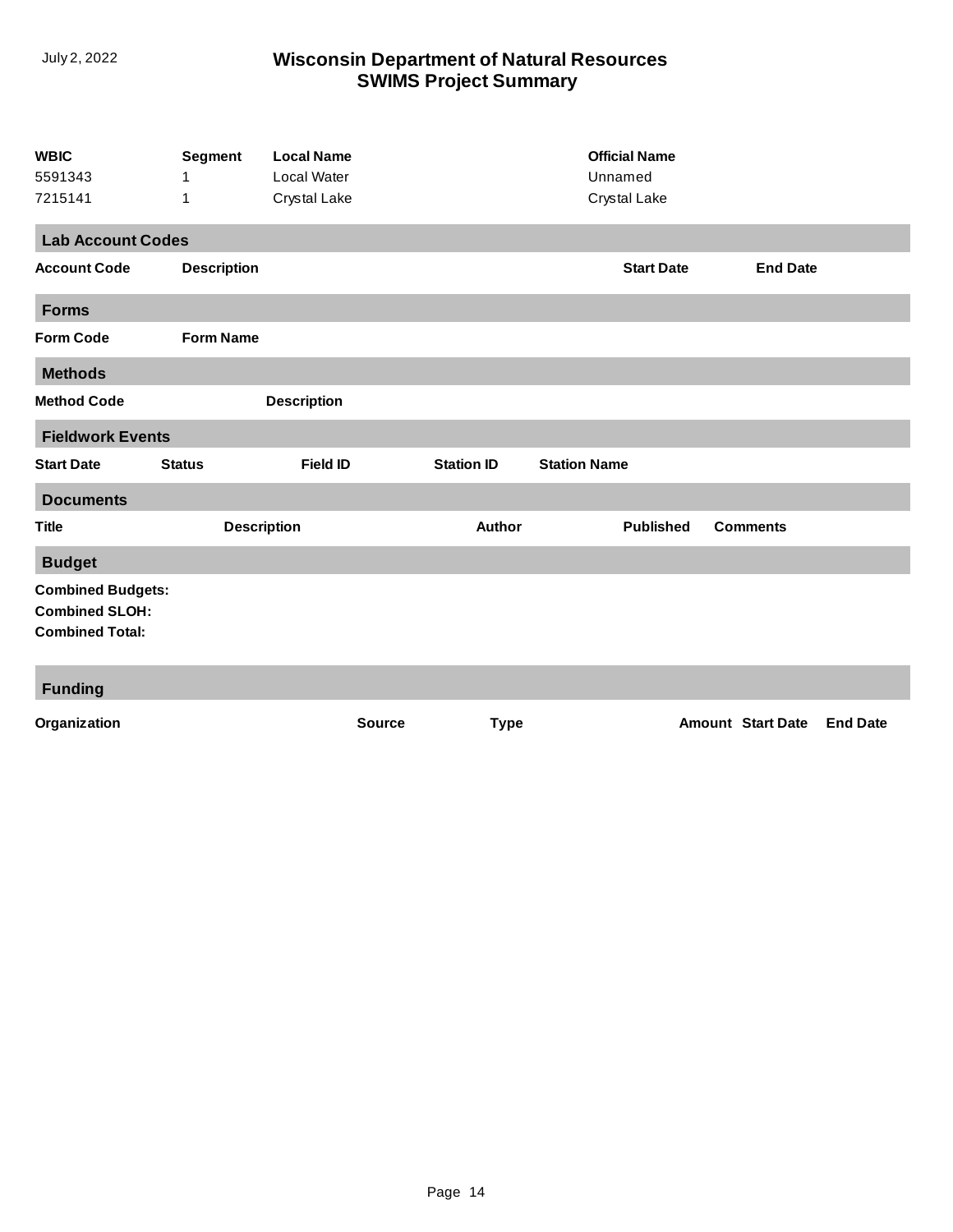| WBIC | Segment | Local Name | Official Name |
| --- | --- | --- | --- |
| 5591343 | 1 | Local Water | Unnamed |
| 7215141 | 1 | Crystal Lake | Crystal Lake |

## Lab Account Codes

| Account Code | Description | Start Date | End Date |
| --- | --- | --- | --- |

## Forms

| Form Code | Form Name |
| --- | --- |

## Methods

| Method Code | Description |
| --- | --- |

## Fieldwork Events

| Start Date | Status | Field ID | Station ID | Station Name |
| --- | --- | --- | --- | --- |

## Documents

| Title | Description | Author | Published | Comments |
| --- | --- | --- | --- | --- |

## Budget

**Combined Budgets:**

**Combined SLOH:**

**Combined Total:**

## Funding

| Organization | Source | Type | Amount | Start Date | End Date |
| --- | --- | --- | --- | --- | --- |